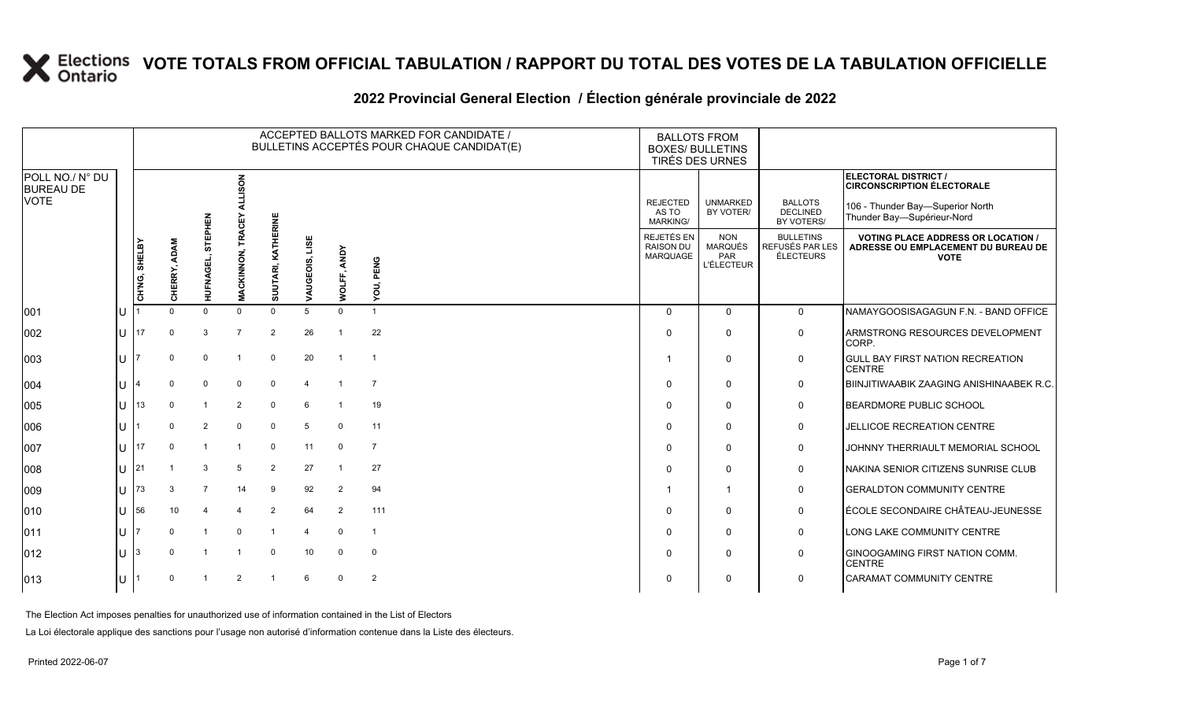# VOTE TOTALS FROM OFFICIAL TABULATION / RAPPORT DU TOTAL DES VOTES DE LA TABULATION OFFICIELLE

## 2022 Provincial General Election / Élection générale provinciale de 2022

| POLL NO./ N° DU BUREAU DE VOTE | | ACCEPTED BALLOTS MARKED FOR CANDIDATE / BULLETINS ACCEPTÉS POUR CHAQUE CANDIDAT(E) | | | | | | | | BALLOTS FROM BOXES/ BULLETINS TIRÉS DES URNES | | | ELECTORAL DISTRICT / CIRCONSCRIPTION ÉLECTORALE 106 - Thunder Bay—Superior North Thunder Bay—Supérieur-Nord |
|---|---|---|---|---|---|---|---|---|---|---|---|---|---|
| | | CH'NG, SHELBY | CHERRY, ADAM | HUFNAGEL, STEPHEN | MACKINNON, TRACEY ALLISON | SUUTARI, KATHERINE | VAUGEOIS, LISE | WOLFF, ANDY | YOU, PENG | REJECTED AS TO MARKING/ REJETÉS EN RAISON DU MARQUAGE | UNMARKED BY VOTER/ NON MARQUÉS PAR L'ÉLECTEUR | BALLOTS DECLINED BY VOTERS/ BULLETINS REFUSÉS PAR LES ÉLECTEURS | VOTING PLACE ADDRESS OR LOCATION / ADRESSE OU EMPLACEMENT DU BUREAU DE VOTE |
| 001 | U | 1 | 0 | 0 | 0 | 0 | 5 | 0 | 1 | 0 | 0 | 0 | NAMAYGOOSISAGAGUN F.N. - BAND OFFICE |
| 002 | U | 17 | 0 | 3 | 7 | 2 | 26 | 1 | 22 | 0 | 0 | 0 | ARMSTRONG RESOURCES DEVELOPMENT CORP. |
| 003 | U | 7 | 0 | 0 | 1 | 0 | 20 | 1 | 1 | 1 | 0 | 0 | GULL BAY FIRST NATION RECREATION CENTRE |
| 004 | U | 4 | 0 | 0 | 0 | 0 | 4 | 1 | 7 | 0 | 0 | 0 | BIINJITIWAABIK ZAAGING ANISHINAABEK R.C. |
| 005 | U | 13 | 0 | 1 | 2 | 0 | 6 | 1 | 19 | 0 | 0 | 0 | BEARDMORE PUBLIC SCHOOL |
| 006 | U | 1 | 0 | 2 | 0 | 0 | 5 | 0 | 11 | 0 | 0 | 0 | JELLICOE RECREATION CENTRE |
| 007 | U | 17 | 0 | 1 | 1 | 0 | 11 | 0 | 7 | 0 | 0 | 0 | JOHNNY THERRIAULT MEMORIAL SCHOOL |
| 008 | U | 21 | 1 | 3 | 5 | 2 | 27 | 1 | 27 | 0 | 0 | 0 | NAKINA SENIOR CITIZENS SUNRISE CLUB |
| 009 | U | 73 | 3 | 7 | 14 | 9 | 92 | 2 | 94 | 1 | 1 | 0 | GERALDTON COMMUNITY CENTRE |
| 010 | U | 56 | 10 | 4 | 4 | 2 | 64 | 2 | 111 | 0 | 0 | 0 | ÉCOLE SECONDAIRE CHÂTEAU-JEUNESSE |
| 011 | U | 7 | 0 | 1 | 0 | 1 | 4 | 0 | 1 | 0 | 0 | 0 | LONG LAKE COMMUNITY CENTRE |
| 012 | U | 3 | 0 | 1 | 1 | 0 | 10 | 0 | 0 | 0 | 0 | 0 | GINOOGAMING FIRST NATION COMM. CENTRE |
| 013 | U | 1 | 0 | 1 | 2 | 1 | 6 | 0 | 2 | 0 | 0 | 0 | CARAMAT COMMUNITY CENTRE |

The Election Act imposes penalties for unauthorized use of information contained in the List of Electors

La Loi électorale applique des sanctions pour l'usage non autorisé d'information contenue dans la Liste des électeurs.

Printed 2022-06-07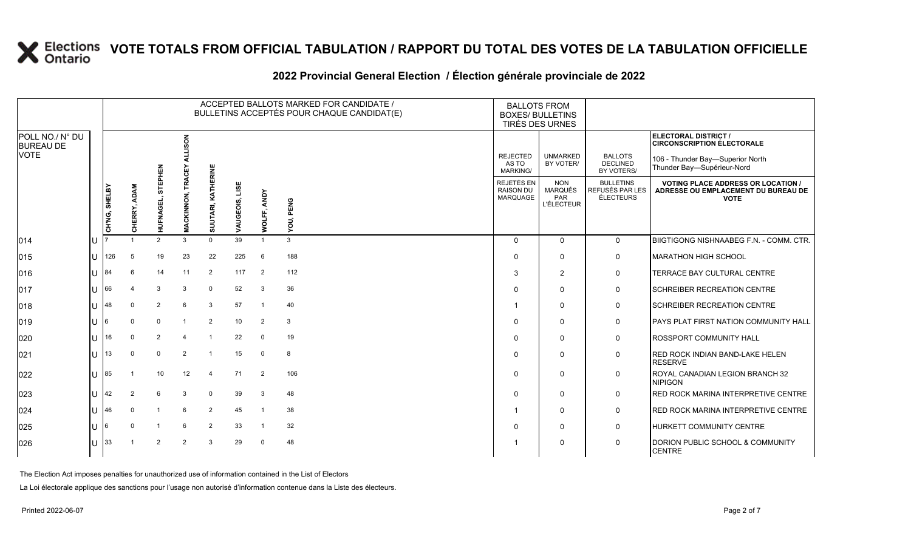# VOTE TOTALS FROM OFFICIAL TABULATION / RAPPORT DU TOTAL DES VOTES DE LA TABULATION OFFICIELLE

## 2022 Provincial General Election / Élection générale provinciale de 2022

ELECTORAL DISTRICT / CIRCONSCRIPTION ÉLECTORALE: 106 - Thunder Bay—Superior North / Thunder Bay—Supérieur-Nord

| POLL NO./ N° DU BUREAU DE VOTE | | CH'NG, SHELBY | CHERRY, ADAM | HUFNAGEL, STEPHEN | MACKINNON, TRACEY ALLISON | SUUTARI, KATHERINE | VAUGEOIS, LISE | WOLFF, ANDY | YOU, PENG | REJECTED AS TO MARKING/ REJETÉS EN RAISON DU MARQUAGE | UNMARKED BY VOTER/ NON MARQUÉS PAR L'ÉLECTEUR | BALLOTS DECLINED BY VOTERS/ BULLETINS REFUSÉS PAR LES ÉLECTEURS | VOTING PLACE ADDRESS OR LOCATION / ADRESSE OU EMPLACEMENT DU BUREAU DE VOTE |
|---|---|---|---|---|---|---|---|---|---|---|---|---|---|
| 014 | U | 7 | 1 | 2 | 3 | 0 | 39 | 1 | 3 | 0 | 0 | 0 | BIIGTIGONG NISHNAABEG F.N. - COMM. CTR. |
| 015 | U | 126 | 5 | 19 | 23 | 22 | 225 | 6 | 188 | 0 | 0 | 0 | MARATHON HIGH SCHOOL |
| 016 | U | 84 | 6 | 14 | 11 | 2 | 117 | 2 | 112 | 3 | 2 | 0 | TERRACE BAY CULTURAL CENTRE |
| 017 | U | 66 | 4 | 3 | 3 | 0 | 52 | 3 | 36 | 0 | 0 | 0 | SCHREIBER RECREATION CENTRE |
| 018 | U | 48 | 0 | 2 | 6 | 3 | 57 | 1 | 40 | 1 | 0 | 0 | SCHREIBER RECREATION CENTRE |
| 019 | U | 6 | 0 | 0 | 1 | 2 | 10 | 2 | 3 | 0 | 0 | 0 | PAYS PLAT FIRST NATION COMMUNITY HALL |
| 020 | U | 16 | 0 | 2 | 4 | 1 | 22 | 0 | 19 | 0 | 0 | 0 | ROSSPORT COMMUNITY HALL |
| 021 | U | 13 | 0 | 0 | 2 | 1 | 15 | 0 | 8 | 0 | 0 | 0 | RED ROCK INDIAN BAND-LAKE HELEN RESERVE |
| 022 | U | 85 | 1 | 10 | 12 | 4 | 71 | 2 | 106 | 0 | 0 | 0 | ROYAL CANADIAN LEGION BRANCH 32 NIPIGON |
| 023 | U | 42 | 2 | 6 | 3 | 0 | 39 | 3 | 48 | 0 | 0 | 0 | RED ROCK MARINA INTERPRETIVE CENTRE |
| 024 | U | 46 | 0 | 1 | 6 | 2 | 45 | 1 | 38 | 1 | 0 | 0 | RED ROCK MARINA INTERPRETIVE CENTRE |
| 025 | U | 6 | 0 | 1 | 6 | 2 | 33 | 1 | 32 | 0 | 0 | 0 | HURKETT COMMUNITY CENTRE |
| 026 | U | 33 | 1 | 2 | 2 | 3 | 29 | 0 | 48 | 1 | 0 | 0 | DORION PUBLIC SCHOOL & COMMUNITY CENTRE |

The Election Act imposes penalties for unauthorized use of information contained in the List of Electors

La Loi électorale applique des sanctions pour l'usage non autorisé d'information contenue dans la Liste des électeurs.

Printed 2022-06-07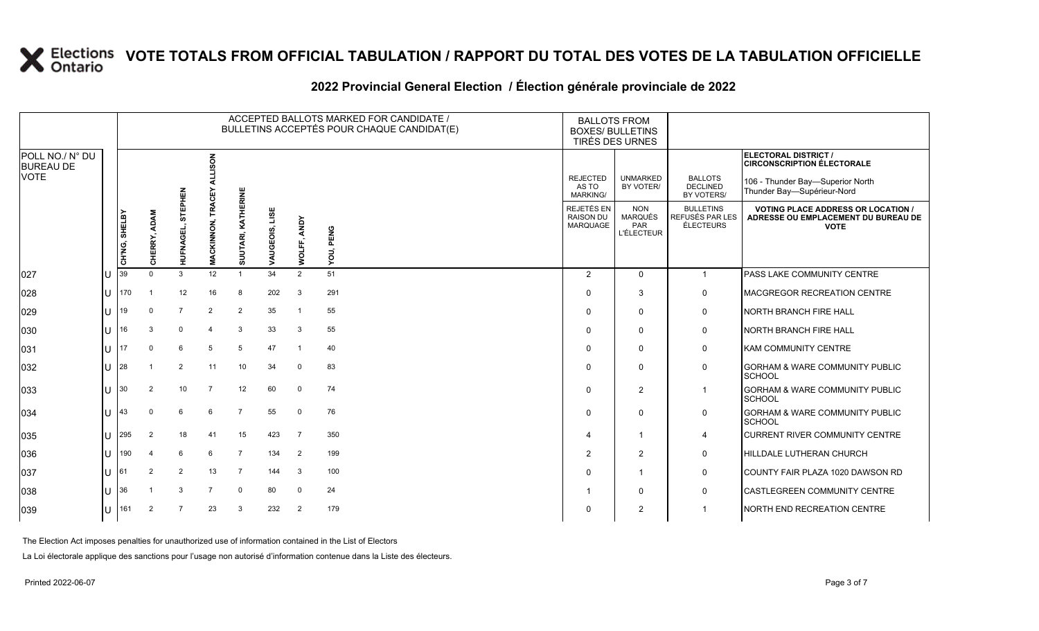# VOTE TOTALS FROM OFFICIAL TABULATION / RAPPORT DU TOTAL DES VOTES DE LA TABULATION OFFICIELLE

## 2022 Provincial General Election / Élection générale provinciale de 2022

ELECTORAL DISTRICT / CIRCONSCRIPTION ÉLECTORALE: 106 - Thunder Bay—Superior North / Thunder Bay—Supérieur-Nord

| POLL NO./ N° DU BUREAU DE VOTE | | CH'NG, SHELBY | CHERRY, ADAM | HUFNAGEL, STEPHEN | MACKINNON, TRACEY ALLISON | SUUTARI, KATHERINE | VAUGEOIS, LISE | WOLFF, ANDY | YOU, PENG | REJECTED AS TO MARKING/ REJETÉS EN RAISON DU MARQUAGE | UNMARKED BY VOTER/ NON MARQUÉS PAR L'ÉLECTEUR | BALLOTS DECLINED BY VOTERS/ BULLETINS REFUSÉS PAR LES ÉLECTEURS | VOTING PLACE ADDRESS OR LOCATION / ADRESSE OU EMPLACEMENT DU BUREAU DE VOTE |
|---|---|---|---|---|---|---|---|---|---|---|---|---|---|
| 027 | U | 39 | 0 | 3 | 12 | 1 | 34 | 2 | 51 | 2 | 0 | 1 | PASS LAKE COMMUNITY CENTRE |
| 028 | U | 170 | 1 | 12 | 16 | 8 | 202 | 3 | 291 | 0 | 3 | 0 | MACGREGOR RECREATION CENTRE |
| 029 | U | 19 | 0 | 7 | 2 | 2 | 35 | 1 | 55 | 0 | 0 | 0 | NORTH BRANCH FIRE HALL |
| 030 | U | 16 | 3 | 0 | 4 | 3 | 33 | 3 | 55 | 0 | 0 | 0 | NORTH BRANCH FIRE HALL |
| 031 | U | 17 | 0 | 6 | 5 | 5 | 47 | 1 | 40 | 0 | 0 | 0 | KAM COMMUNITY CENTRE |
| 032 | U | 28 | 1 | 2 | 11 | 10 | 34 | 0 | 83 | 0 | 0 | 0 | GORHAM & WARE COMMUNITY PUBLIC SCHOOL |
| 033 | U | 30 | 2 | 10 | 7 | 12 | 60 | 0 | 74 | 0 | 2 | 1 | GORHAM & WARE COMMUNITY PUBLIC SCHOOL |
| 034 | U | 43 | 0 | 6 | 6 | 7 | 55 | 0 | 76 | 0 | 0 | 0 | GORHAM & WARE COMMUNITY PUBLIC SCHOOL |
| 035 | U | 295 | 2 | 18 | 41 | 15 | 423 | 7 | 350 | 4 | 1 | 4 | CURRENT RIVER COMMUNITY CENTRE |
| 036 | U | 190 | 4 | 6 | 6 | 7 | 134 | 2 | 199 | 2 | 2 | 0 | HILLDALE LUTHERAN CHURCH |
| 037 | U | 61 | 2 | 2 | 13 | 7 | 144 | 3 | 100 | 0 | 1 | 0 | COUNTY FAIR PLAZA 1020 DAWSON RD |
| 038 | U | 36 | 1 | 3 | 7 | 0 | 80 | 0 | 24 | 1 | 0 | 0 | CASTLEGREEN COMMUNITY CENTRE |
| 039 | U | 161 | 2 | 7 | 23 | 3 | 232 | 2 | 179 | 0 | 2 | 1 | NORTH END RECREATION CENTRE |

The Election Act imposes penalties for unauthorized use of information contained in the List of Electors

La Loi électorale applique des sanctions pour l'usage non autorisé d'information contenue dans la Liste des électeurs.

Printed 2022-06-07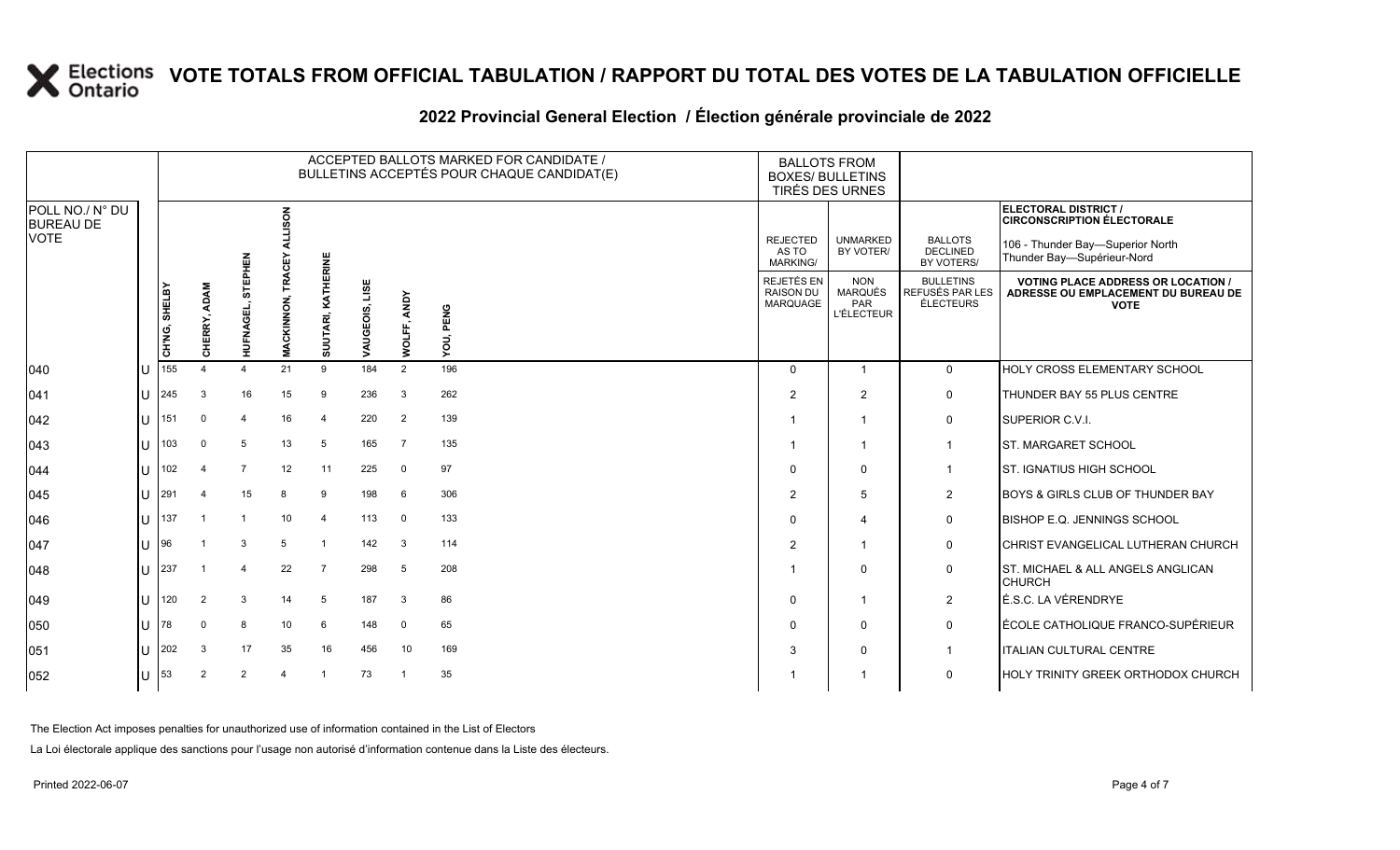# VOTE TOTALS FROM OFFICIAL TABULATION / RAPPORT DU TOTAL DES VOTES DE LA TABULATION OFFICIELLE

## 2022 Provincial General Election / Élection générale provinciale de 2022

ELECTORAL DISTRICT / CIRCONSCRIPTION ÉLECTORALE: 106 - Thunder Bay—Superior North / Thunder Bay—Supérieur-Nord

| POLL NO./ N° DU BUREAU DE VOTE | | CH'NG, SHELBY | CHERRY, ADAM | HUFNAGEL, STEPHEN | MACKINNON, TRACEY ALLISON | SUUTARI, KATHERINE | VAUGEOIS, LISE | WOLFF, ANDY | YOU, PENG | REJECTED AS TO MARKING/ REJETÉS EN RAISON DU MARQUAGE | UNMARKED BY VOTER/ NON MARQUÉS PAR L'ÉLECTEUR | BALLOTS DECLINED BY VOTERS/ BULLETINS REFUSÉS PAR LES ÉLECTEURS | VOTING PLACE ADDRESS OR LOCATION / ADRESSE OU EMPLACEMENT DU BUREAU DE VOTE |
|---|---|---|---|---|---|---|---|---|---|---|---|---|---|
| 040 | U | 155 | 4 | 4 | 21 | 9 | 184 | 2 | 196 | 0 | 1 | 0 | HOLY CROSS ELEMENTARY SCHOOL |
| 041 | U | 245 | 3 | 16 | 15 | 9 | 236 | 3 | 262 | 2 | 2 | 0 | THUNDER BAY 55 PLUS CENTRE |
| 042 | U | 151 | 0 | 4 | 16 | 4 | 220 | 2 | 139 | 1 | 1 | 0 | SUPERIOR C.V.I. |
| 043 | U | 103 | 0 | 5 | 13 | 5 | 165 | 7 | 135 | 1 | 1 | 1 | ST. MARGARET SCHOOL |
| 044 | U | 102 | 4 | 7 | 12 | 11 | 225 | 0 | 97 | 0 | 0 | 1 | ST. IGNATIUS HIGH SCHOOL |
| 045 | U | 291 | 4 | 15 | 8 | 9 | 198 | 6 | 306 | 2 | 5 | 2 | BOYS & GIRLS CLUB OF THUNDER BAY |
| 046 | U | 137 | 1 | 1 | 10 | 4 | 113 | 0 | 133 | 0 | 4 | 0 | BISHOP E.Q. JENNINGS SCHOOL |
| 047 | U | 96 | 1 | 3 | 5 | 1 | 142 | 3 | 114 | 2 | 1 | 0 | CHRIST EVANGELICAL LUTHERAN CHURCH |
| 048 | U | 237 | 1 | 4 | 22 | 7 | 298 | 5 | 208 | 1 | 0 | 0 | ST. MICHAEL & ALL ANGELS ANGLICAN CHURCH |
| 049 | U | 120 | 2 | 3 | 14 | 5 | 187 | 3 | 86 | 0 | 1 | 2 | É.S.C. LA VÉRENDRYE |
| 050 | U | 78 | 0 | 8 | 10 | 6 | 148 | 0 | 65 | 0 | 0 | 0 | ÉCOLE CATHOLIQUE FRANCO-SUPÉRIEUR |
| 051 | U | 202 | 3 | 17 | 35 | 16 | 456 | 10 | 169 | 3 | 0 | 1 | ITALIAN CULTURAL CENTRE |
| 052 | U | 53 | 2 | 2 | 4 | 1 | 73 | 1 | 35 | 1 | 1 | 0 | HOLY TRINITY GREEK ORTHODOX CHURCH |

The Election Act imposes penalties for unauthorized use of information contained in the List of Electors

La Loi électorale applique des sanctions pour l'usage non autorisé d'information contenue dans la Liste des électeurs.

Printed 2022-06-07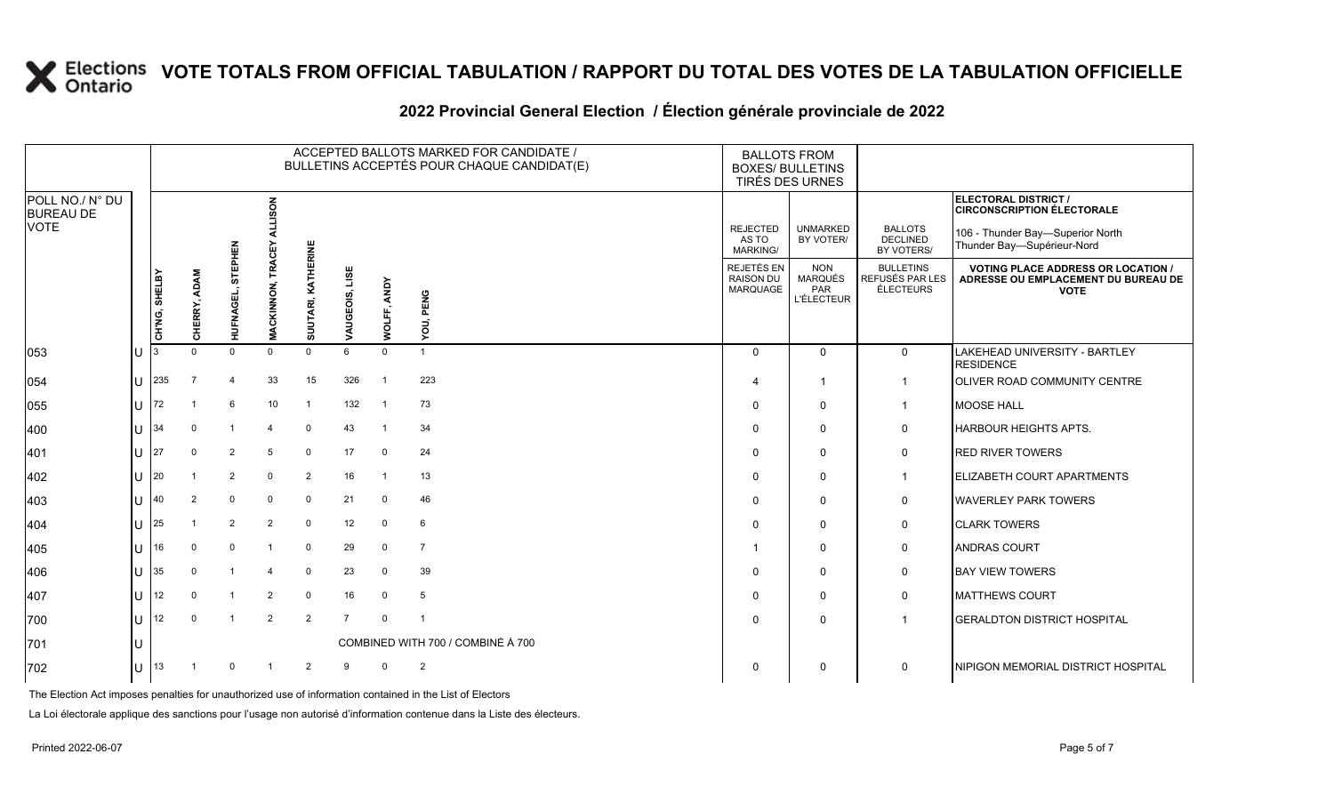# VOTE TOTALS FROM OFFICIAL TABULATION / RAPPORT DU TOTAL DES VOTES DE LA TABULATION OFFICIELLE

## 2022 Provincial General Election / Élection générale provinciale de 2022

**ELECTORAL DISTRICT / CIRCONSCRIPTION ÉLECTORALE:** 106 - Thunder Bay—Superior North / Thunder Bay—Supérieur-Nord

| POLL NO./ N° DU BUREAU DE VOTE | | ACCEPTED BALLOTS MARKED FOR CANDIDATE / BULLETINS ACCEPTÉS POUR CHAQUE CANDIDAT(E) | | | | | | | | BALLOTS FROM BOXES/ BULLETINS TIRÉS DES URNES | | | |
|---|---|---|---|---|---|---|---|---|---|---|---|---|---|
| | | CH'NG, SHELBY | CHERRY, ADAM | HUFNAGEL, STEPHEN | MACKINNON, TRACEY ALLISON | SUUTARI, KATHERINE | VAUGEOIS, LISE | WOLFF, ANDY | YOU, PENG | REJECTED AS TO MARKING/ REJETÉS EN RAISON DU MARQUAGE | UNMARKED BY VOTER/ NON MARQUÉS PAR L'ÉLECTEUR | BALLOTS DECLINED BY VOTERS/ BULLETINS REFUSÉS PAR LES ÉLECTEURS | VOTING PLACE ADDRESS OR LOCATION / ADRESSE OU EMPLACEMENT DU BUREAU DE VOTE |
| 053 | U | 3 | 0 | 0 | 0 | 0 | 6 | 0 | 1 | 0 | 0 | 0 | LAKEHEAD UNIVERSITY - BARTLEY RESIDENCE |
| 054 | U | 235 | 7 | 4 | 33 | 15 | 326 | 1 | 223 | 4 | 1 | 1 | OLIVER ROAD COMMUNITY CENTRE |
| 055 | U | 72 | 1 | 6 | 10 | 1 | 132 | 1 | 73 | 0 | 0 | 1 | MOOSE HALL |
| 400 | U | 34 | 0 | 1 | 4 | 0 | 43 | 1 | 34 | 0 | 0 | 0 | HARBOUR HEIGHTS APTS. |
| 401 | U | 27 | 0 | 2 | 5 | 0 | 17 | 0 | 24 | 0 | 0 | 0 | RED RIVER TOWERS |
| 402 | U | 20 | 1 | 2 | 0 | 2 | 16 | 1 | 13 | 0 | 0 | 1 | ELIZABETH COURT APARTMENTS |
| 403 | U | 40 | 2 | 0 | 0 | 0 | 21 | 0 | 46 | 0 | 0 | 0 | WAVERLEY PARK TOWERS |
| 404 | U | 25 | 1 | 2 | 2 | 0 | 12 | 0 | 6 | 0 | 0 | 0 | CLARK TOWERS |
| 405 | U | 16 | 0 | 0 | 1 | 0 | 29 | 0 | 7 | 1 | 0 | 0 | ANDRAS COURT |
| 406 | U | 35 | 0 | 1 | 4 | 0 | 23 | 0 | 39 | 0 | 0 | 0 | BAY VIEW TOWERS |
| 407 | U | 12 | 0 | 1 | 2 | 0 | 16 | 0 | 5 | 0 | 0 | 0 | MATTHEWS COURT |
| 700 | U | 12 | 0 | 1 | 2 | 2 | 7 | 0 | 1 | 0 | 0 | 1 | GERALDTON DISTRICT HOSPITAL |
| 701 | U | COMBINED WITH 700 / COMBINÉ À 700 | | | | | | | | | | | |
| 702 | U | 13 | 1 | 0 | 1 | 2 | 9 | 0 | 2 | 0 | 0 | 0 | NIPIGON MEMORIAL DISTRICT HOSPITAL |

The Election Act imposes penalties for unauthorized use of information contained in the List of Electors

La Loi électorale applique des sanctions pour l'usage non autorisé d'information contenue dans la Liste des électeurs.

Printed 2022-06-07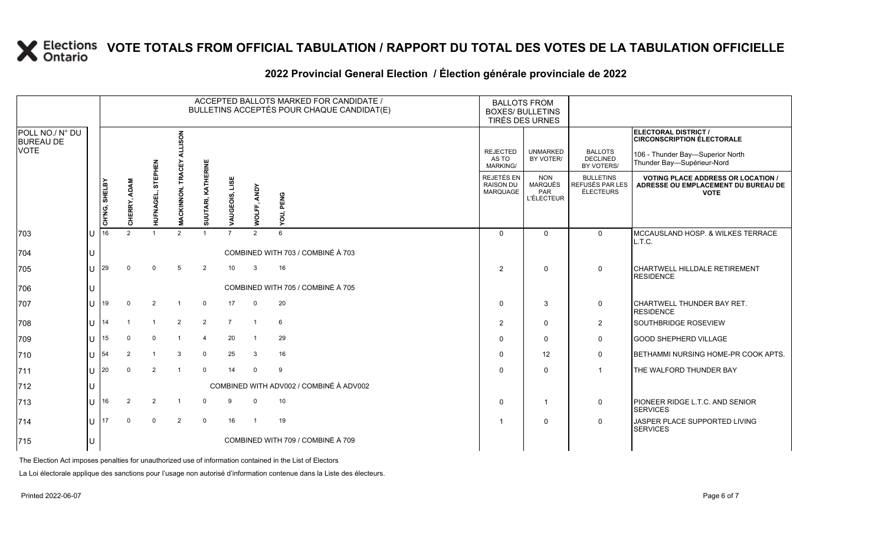# VOTE TOTALS FROM OFFICIAL TABULATION / RAPPORT DU TOTAL DES VOTES DE LA TABULATION OFFICIELLE

## 2022 Provincial General Election / Élection générale provinciale de 2022

ELECTORAL DISTRICT / CIRCONSCRIPTION ÉLECTORALE: 106 - Thunder Bay—Superior North / Thunder Bay—Supérieur-Nord

| POLL NO./ N° DU BUREAU DE VOTE | | ACCEPTED BALLOTS MARKED FOR CANDIDATE / BULLETINS ACCEPTÉS POUR CHAQUE CANDIDAT(E) | | | | | | | | BALLOTS FROM BOXES/ BULLETINS TIRÉS DES URNES | | | VOTING PLACE ADDRESS OR LOCATION / ADRESSE OU EMPLACEMENT DU BUREAU DE VOTE |
|---|---|---|---|---|---|---|---|---|---|---|---|---|---|
| | | CH'NG, SHELBY | CHERRY, ADAM | HUFNAGEL, STEPHEN | MACKINNON, TRACEY ALLISON | SUUTARI, KATHERINE | VAUGEOIS, LISE | WOLFF, ANDY | YOU, PENG | REJECTED AS TO MARKING/ REJETÉS EN RAISON DU MARQUAGE | UNMARKED BY VOTER/ NON MARQUÉS PAR L'ÉLECTEUR | BALLOTS DECLINED BY VOTERS/ BULLETINS REFUSÉS PAR LES ÉLECTEURS | |
| 703 | U | 16 | 2 | 1 | 2 | 1 | 7 | 2 | 6 | 0 | 0 | 0 | MCCAUSLAND HOSP. & WILKES TERRACE L.T.C. |
| 704 | U | COMBINED WITH 703 / COMBINÉ À 703 | | | | | | | | | | | |
| 705 | U | 29 | 0 | 0 | 5 | 2 | 10 | 3 | 16 | 2 | 0 | 0 | CHARTWELL HILLDALE RETIREMENT RESIDENCE |
| 706 | U | COMBINED WITH 705 / COMBINÉ À 705 | | | | | | | | | | | |
| 707 | U | 19 | 0 | 2 | 1 | 0 | 17 | 0 | 20 | 0 | 3 | 0 | CHARTWELL THUNDER BAY RET. RESIDENCE |
| 708 | U | 14 | 1 | 1 | 2 | 2 | 7 | 1 | 6 | 2 | 0 | 2 | SOUTHBRIDGE ROSEVIEW |
| 709 | U | 15 | 0 | 0 | 1 | 4 | 20 | 1 | 29 | 0 | 0 | 0 | GOOD SHEPHERD VILLAGE |
| 710 | U | 54 | 2 | 1 | 3 | 0 | 25 | 3 | 16 | 0 | 12 | 0 | BETHAMMI NURSING HOME-PR COOK APTS. |
| 711 | U | 20 | 0 | 2 | 1 | 0 | 14 | 0 | 9 | 0 | 0 | 1 | THE WALFORD THUNDER BAY |
| 712 | U | COMBINED WITH ADV002 / COMBINÉ À ADV002 | | | | | | | | | | | |
| 713 | U | 16 | 2 | 2 | 1 | 0 | 9 | 0 | 10 | 0 | 1 | 0 | PIONEER RIDGE L.T.C. AND SENIOR SERVICES |
| 714 | U | 17 | 0 | 0 | 2 | 0 | 16 | 1 | 19 | 1 | 0 | 0 | JASPER PLACE SUPPORTED LIVING SERVICES |
| 715 | U | COMBINED WITH 709 / COMBINÉ À 709 | | | | | | | | | | | |

The Election Act imposes penalties for unauthorized use of information contained in the List of Electors

La Loi électorale applique des sanctions pour l'usage non autorisé d'information contenue dans la Liste des électeurs.

Printed 2022-06-07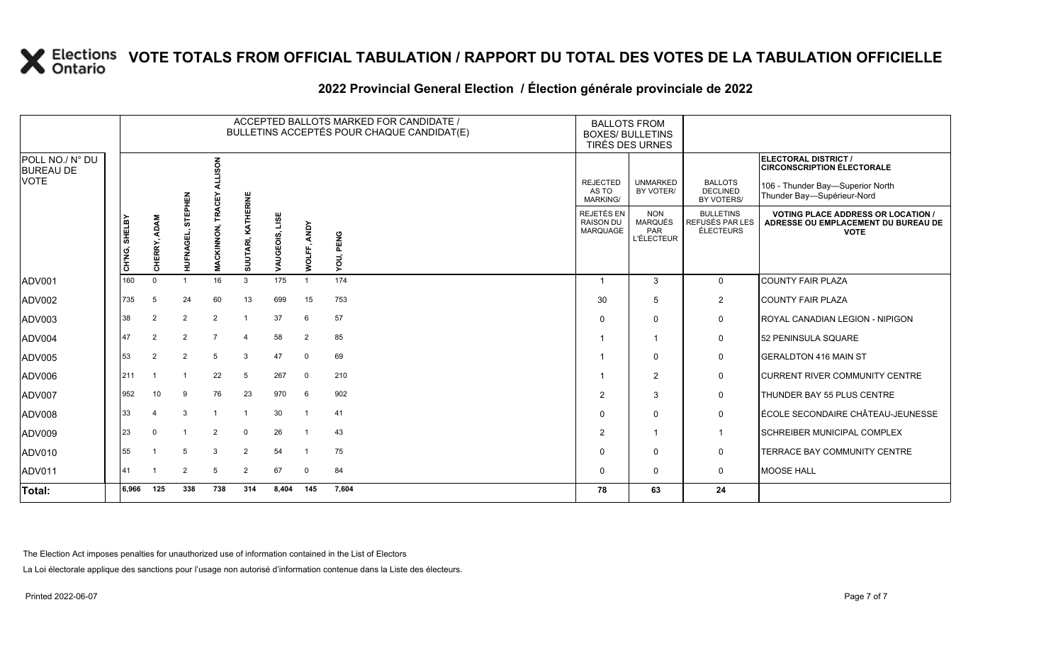# VOTE TOTALS FROM OFFICIAL TABULATION / RAPPORT DU TOTAL DES VOTES DE LA TABULATION OFFICIELLE

## 2022 Provincial General Election / Élection générale provinciale de 2022

ELECTORAL DISTRICT / CIRCONSCRIPTION ÉLECTORALE: 106 - Thunder Bay—Superior North / Thunder Bay—Supérieur-Nord

| POLL NO./ N° DU BUREAU DE VOTE | ACCEPTED BALLOTS MARKED FOR CANDIDATE / BULLETINS ACCEPTÉS POUR CHAQUE CANDIDAT(E) | | | | | | | | BALLOTS FROM BOXES/ BULLETINS TIRÉS DES URNES | | | VOTING PLACE ADDRESS OR LOCATION / ADRESSE OU EMPLACEMENT DU BUREAU DE VOTE |
|---|---|---|---|---|---|---|---|---|---|---|---|---|
| | CH'NG, SHELBY | CHERRY, ADAM | HUFNAGEL, STEPHEN | MACKINNON, TRACEY ALLISON | SUUTARI, KATHERINE | VAUGEOIS, LISE | WOLFF, ANDY | YOU, PENG | REJECTED AS TO MARKING/ REJETÉS EN RAISON DU MARQUAGE | UNMARKED BY VOTER/ NON MARQUÉS PAR L'ÉLECTEUR | BALLOTS DECLINED BY VOTERS/ BULLETINS REFUSÉS PAR LES ÉLECTEURS | |
| ADV001 | 160 | 0 | 1 | 16 | 3 | 175 | 1 | 174 | 1 | 3 | 0 | COUNTY FAIR PLAZA |
| ADV002 | 735 | 5 | 24 | 60 | 13 | 699 | 15 | 753 | 30 | 5 | 2 | COUNTY FAIR PLAZA |
| ADV003 | 38 | 2 | 2 | 2 | 1 | 37 | 6 | 57 | 0 | 0 | 0 | ROYAL CANADIAN LEGION - NIPIGON |
| ADV004 | 47 | 2 | 2 | 7 | 4 | 58 | 2 | 85 | 1 | 1 | 0 | 52 PENINSULA SQUARE |
| ADV005 | 53 | 2 | 2 | 5 | 3 | 47 | 0 | 69 | 1 | 0 | 0 | GERALDTON 416 MAIN ST |
| ADV006 | 211 | 1 | 1 | 22 | 5 | 267 | 0 | 210 | 1 | 2 | 0 | CURRENT RIVER COMMUNITY CENTRE |
| ADV007 | 952 | 10 | 9 | 76 | 23 | 970 | 6 | 902 | 2 | 3 | 0 | THUNDER BAY 55 PLUS CENTRE |
| ADV008 | 33 | 4 | 3 | 1 | 1 | 30 | 1 | 41 | 0 | 0 | 0 | ÉCOLE SECONDAIRE CHÂTEAU-JEUNESSE |
| ADV009 | 23 | 0 | 1 | 2 | 0 | 26 | 1 | 43 | 2 | 1 | 1 | SCHREIBER MUNICIPAL COMPLEX |
| ADV010 | 55 | 1 | 5 | 3 | 2 | 54 | 1 | 75 | 0 | 0 | 0 | TERRACE BAY COMMUNITY CENTRE |
| ADV011 | 41 | 1 | 2 | 5 | 2 | 67 | 0 | 84 | 0 | 0 | 0 | MOOSE HALL |
| **Total:** | 6,966 | 125 | 338 | 738 | 314 | 8,404 | 145 | 7,604 | 78 | 63 | 24 | |

The Election Act imposes penalties for unauthorized use of information contained in the List of Electors

La Loi électorale applique des sanctions pour l'usage non autorisé d'information contenue dans la Liste des électeurs.

Printed 2022-06-07